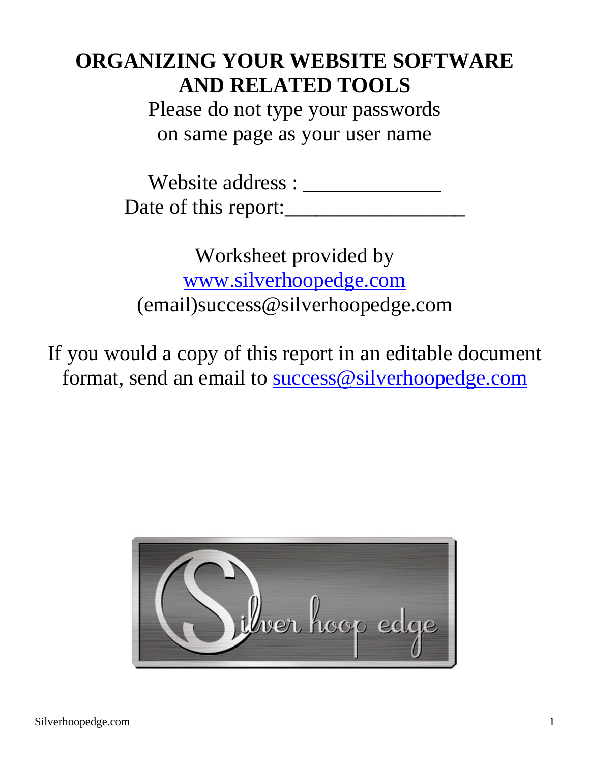# ORGANIZING YOUR WEBSITE SOFTWARE AND RELATED TOOLS

Please do not type your passwords on same page as your user name

Website address : _____________

Date of this report:_________________

Worksheet provided by

www.silverhoopedge.com

(email)success@silverhoopedge.com

If you would a copy of this report in an editable document format, send an email to success@silverhoopedge.com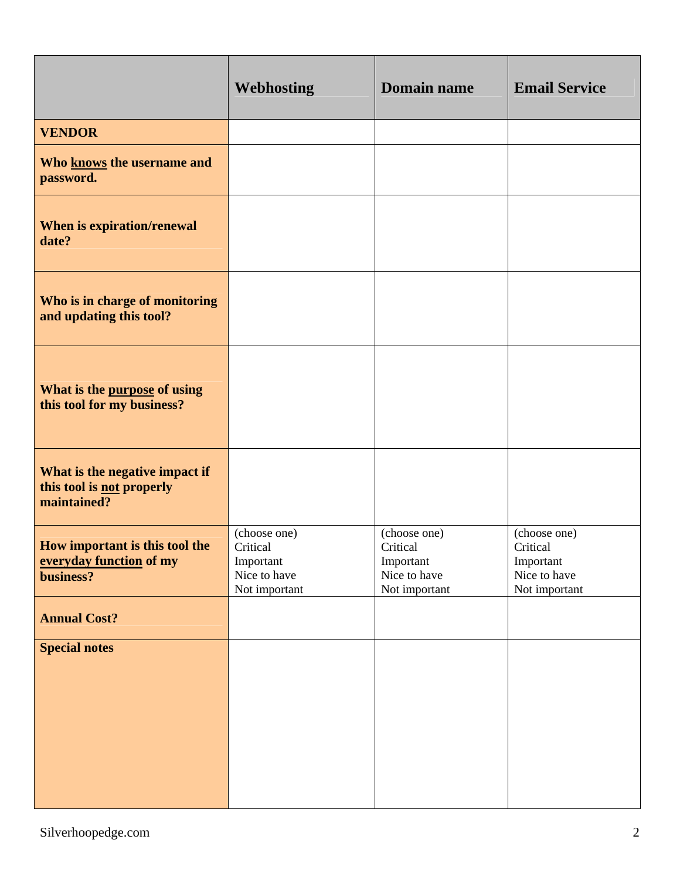| | Webhosting | Domain name | Email Service |
|---|---|---|---|
| **VENDOR** | | | |
| **Who knows the username and password.** | | | |
| **When is expiration/renewal date?** | | | |
| **Who is in charge of monitoring and updating this tool?** | | | |
| **What is the purpose of using this tool for my business?** | | | |
| **What is the negative impact if this tool is not properly maintained?** | | | |
| **How important is this tool the everyday function of my business?** | (choose one)<br>Critical<br>Important<br>Nice to have<br>Not important | (choose one)<br>Critical<br>Important<br>Nice to have<br>Not important | (choose one)<br>Critical<br>Important<br>Nice to have<br>Not important |
| **Annual Cost?** | | | |
| **Special notes** | | | |

Silverhoopedge.com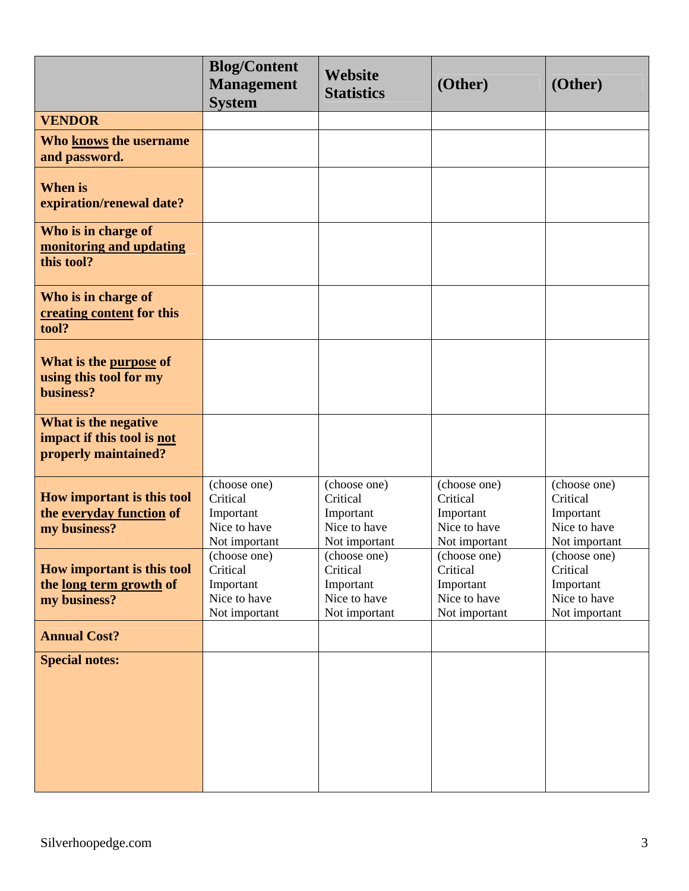| | **Blog/Content Management System** | **Website Statistics** | **(Other)** | **(Other)** |
|---|---|---|---|---|
| **VENDOR** | | | | |
| **Who knows the username and password.** | | | | |
| **When is expiration/renewal date?** | | | | |
| **Who is in charge of monitoring and updating this tool?** | | | | |
| **Who is in charge of creating content for this tool?** | | | | |
| **What is the purpose of using this tool for my business?** | | | | |
| **What is the negative impact if this tool is not properly maintained?** | | | | |
| **How important is this tool the everyday function of my business?** | (choose one) Critical Important Nice to have Not important | (choose one) Critical Important Nice to have Not important | (choose one) Critical Important Nice to have Not important | (choose one) Critical Important Nice to have Not important |
| **How important is this tool the long term growth of my business?** | (choose one) Critical Important Nice to have Not important | (choose one) Critical Important Nice to have Not important | (choose one) Critical Important Nice to have Not important | (choose one) Critical Important Nice to have Not important |
| **Annual Cost?** | | | | |
| **Special notes:** | | | | |